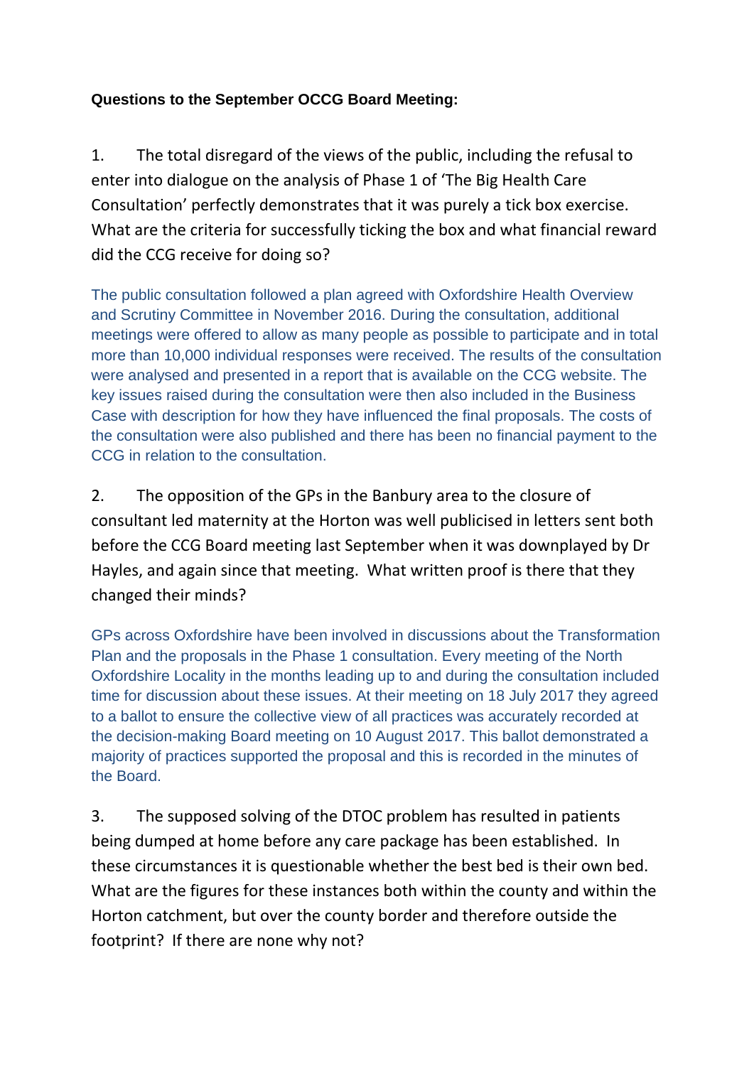**Questions to the September OCCG Board Meeting:**

1. The total disregard of the views of the public, including the refusal to enter into dialogue on the analysis of Phase 1 of 'The Big Health Care Consultation' perfectly demonstrates that it was purely a tick box exercise. What are the criteria for successfully ticking the box and what financial reward did the CCG receive for doing so?

The public consultation followed a plan agreed with Oxfordshire Health Overview and Scrutiny Committee in November 2016. During the consultation, additional meetings were offered to allow as many people as possible to participate and in total more than 10,000 individual responses were received. The results of the consultation were analysed and presented in a report that is available on the CCG website. The key issues raised during the consultation were then also included in the Business Case with description for how they have influenced the final proposals. The costs of the consultation were also published and there has been no financial payment to the CCG in relation to the consultation.

2. The opposition of the GPs in the Banbury area to the closure of consultant led maternity at the Horton was well publicised in letters sent both before the CCG Board meeting last September when it was downplayed by Dr Hayles, and again since that meeting. What written proof is there that they changed their minds?

GPs across Oxfordshire have been involved in discussions about the Transformation Plan and the proposals in the Phase 1 consultation. Every meeting of the North Oxfordshire Locality in the months leading up to and during the consultation included time for discussion about these issues. At their meeting on 18 July 2017 they agreed to a ballot to ensure the collective view of all practices was accurately recorded at the decision-making Board meeting on 10 August 2017. This ballot demonstrated a majority of practices supported the proposal and this is recorded in the minutes of the Board.

3. The supposed solving of the DTOC problem has resulted in patients being dumped at home before any care package has been established. In these circumstances it is questionable whether the best bed is their own bed. What are the figures for these instances both within the county and within the Horton catchment, but over the county border and therefore outside the footprint? If there are none why not?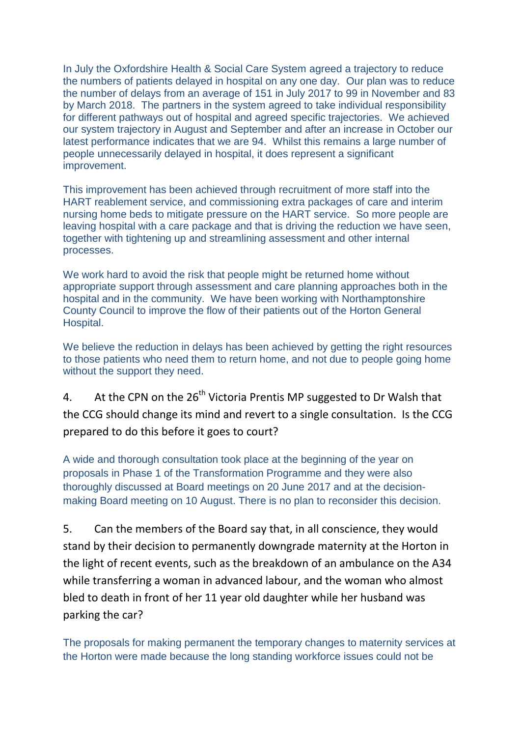In July the Oxfordshire Health & Social Care System agreed a trajectory to reduce the numbers of patients delayed in hospital on any one day. Our plan was to reduce the number of delays from an average of 151 in July 2017 to 99 in November and 83 by March 2018. The partners in the system agreed to take individual responsibility for different pathways out of hospital and agreed specific trajectories. We achieved our system trajectory in August and September and after an increase in October our latest performance indicates that we are 94. Whilst this remains a large number of people unnecessarily delayed in hospital, it does represent a significant improvement.

This improvement has been achieved through recruitment of more staff into the HART reablement service, and commissioning extra packages of care and interim nursing home beds to mitigate pressure on the HART service. So more people are leaving hospital with a care package and that is driving the reduction we have seen, together with tightening up and streamlining assessment and other internal processes.

We work hard to avoid the risk that people might be returned home without appropriate support through assessment and care planning approaches both in the hospital and in the community. We have been working with Northamptonshire County Council to improve the flow of their patients out of the Horton General Hospital.

We believe the reduction in delays has been achieved by getting the right resources to those patients who need them to return home, and not due to people going home without the support they need.

4. At the CPN on the 26th Victoria Prentis MP suggested to Dr Walsh that the CCG should change its mind and revert to a single consultation. Is the CCG prepared to do this before it goes to court?

A wide and thorough consultation took place at the beginning of the year on proposals in Phase 1 of the Transformation Programme and they were also thoroughly discussed at Board meetings on 20 June 2017 and at the decision-making Board meeting on 10 August. There is no plan to reconsider this decision.

5. Can the members of the Board say that, in all conscience, they would stand by their decision to permanently downgrade maternity at the Horton in the light of recent events, such as the breakdown of an ambulance on the A34 while transferring a woman in advanced labour, and the woman who almost bled to death in front of her 11 year old daughter while her husband was parking the car?

The proposals for making permanent the temporary changes to maternity services at the Horton were made because the long standing workforce issues could not be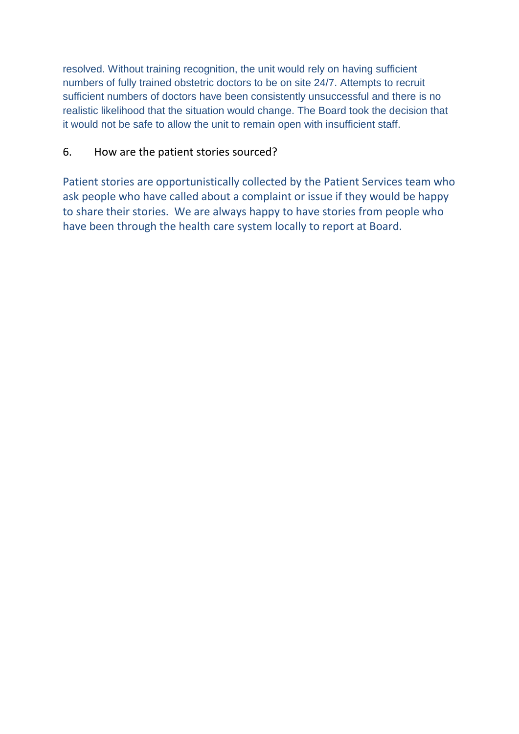resolved. Without training recognition, the unit would rely on having sufficient numbers of fully trained obstetric doctors to be on site 24/7. Attempts to recruit sufficient numbers of doctors have been consistently unsuccessful and there is no realistic likelihood that the situation would change. The Board took the decision that it would not be safe to allow the unit to remain open with insufficient staff.

6. How are the patient stories sourced?

Patient stories are opportunistically collected by the Patient Services team who ask people who have called about a complaint or issue if they would be happy to share their stories. We are always happy to have stories from people who have been through the health care system locally to report at Board.